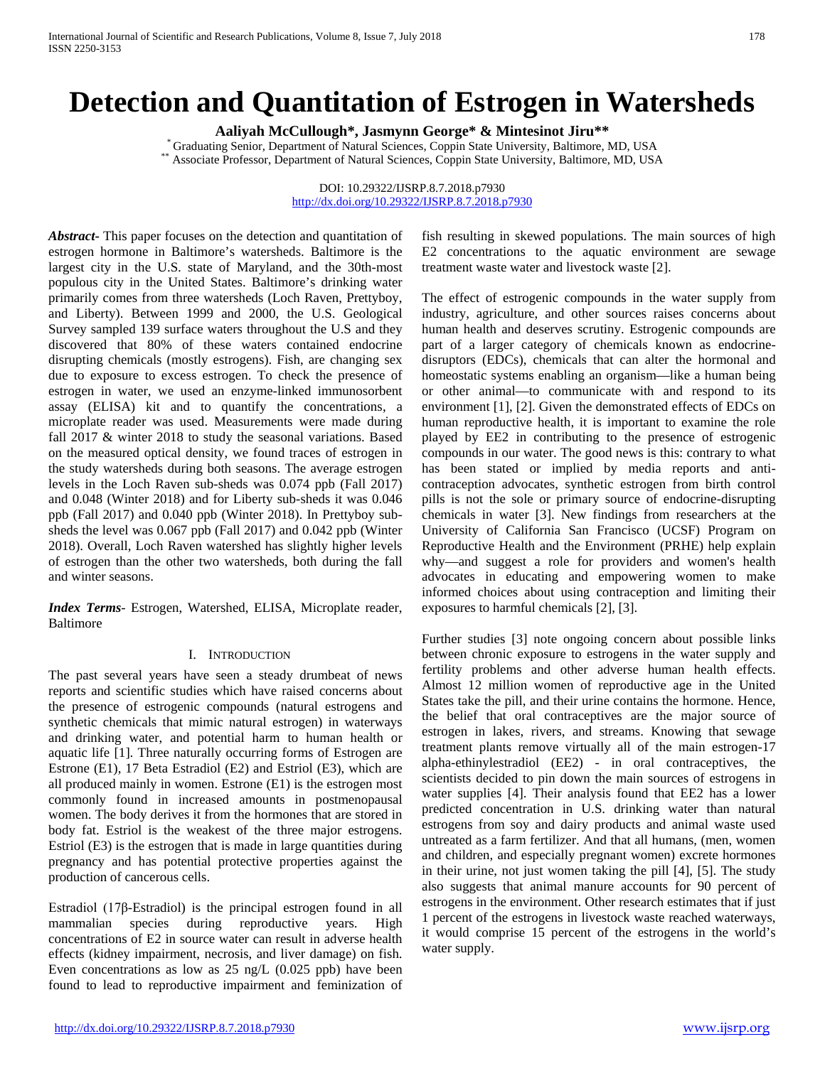# Detection and Quantitation of Estrogen in Watersheds

**Aaliyah McCullough\*, Jasmynn George\* & Mintesinot Jiru\*\***

\* Graduating Senior, Department of Natural Sciences, Coppin State University, Baltimore, MD, USA
\*\* Associate Professor, Department of Natural Sciences, Coppin State University, Baltimore, MD, USA

DOI: 10.29322/IJSRP.8.7.2018.p7930
http://dx.doi.org/10.29322/IJSRP.8.7.2018.p7930

***Abstract***- This paper focuses on the detection and quantitation of estrogen hormone in Baltimore's watersheds. Baltimore is the largest city in the U.S. state of Maryland, and the 30th-most populous city in the United States. Baltimore's drinking water primarily comes from three watersheds (Loch Raven, Prettyboy, and Liberty). Between 1999 and 2000, the U.S. Geological Survey sampled 139 surface waters throughout the U.S and they discovered that 80% of these waters contained endocrine disrupting chemicals (mostly estrogens). Fish, are changing sex due to exposure to excess estrogen. To check the presence of estrogen in water, we used an enzyme-linked immunosorbent assay (ELISA) kit and to quantify the concentrations, a microplate reader was used. Measurements were made during fall 2017 & winter 2018 to study the seasonal variations. Based on the measured optical density, we found traces of estrogen in the study watersheds during both seasons. The average estrogen levels in the Loch Raven sub-sheds was 0.074 ppb (Fall 2017) and 0.048 (Winter 2018) and for Liberty sub-sheds it was 0.046 ppb (Fall 2017) and 0.040 ppb (Winter 2018). In Prettyboy sub-sheds the level was 0.067 ppb (Fall 2017) and 0.042 ppb (Winter 2018). Overall, Loch Raven watershed has slightly higher levels of estrogen than the other two watersheds, both during the fall and winter seasons.

***Index Terms***- Estrogen, Watershed, ELISA, Microplate reader, Baltimore

## I. Introduction

The past several years have seen a steady drumbeat of news reports and scientific studies which have raised concerns about the presence of estrogenic compounds (natural estrogens and synthetic chemicals that mimic natural estrogen) in waterways and drinking water, and potential harm to human health or aquatic life [1]. Three naturally occurring forms of Estrogen are Estrone (E1), 17 Beta Estradiol (E2) and Estriol (E3), which are all produced mainly in women. Estrone (E1) is the estrogen most commonly found in increased amounts in postmenopausal women. The body derives it from the hormones that are stored in body fat. Estriol is the weakest of the three major estrogens. Estriol (E3) is the estrogen that is made in large quantities during pregnancy and has potential protective properties against the production of cancerous cells.

Estradiol (17β-Estradiol) is the principal estrogen found in all mammalian species during reproductive years. High concentrations of E2 in source water can result in adverse health effects (kidney impairment, necrosis, and liver damage) on fish. Even concentrations as low as 25 ng/L (0.025 ppb) have been found to lead to reproductive impairment and feminization of fish resulting in skewed populations. The main sources of high E2 concentrations to the aquatic environment are sewage treatment waste water and livestock waste [2].

The effect of estrogenic compounds in the water supply from industry, agriculture, and other sources raises concerns about human health and deserves scrutiny. Estrogenic compounds are part of a larger category of chemicals known as endocrine-disruptors (EDCs), chemicals that can alter the hormonal and homeostatic systems enabling an organism—like a human being or other animal—to communicate with and respond to its environment [1], [2]. Given the demonstrated effects of EDCs on human reproductive health, it is important to examine the role played by EE2 in contributing to the presence of estrogenic compounds in our water. The good news is this: contrary to what has been stated or implied by media reports and anti-contraception advocates, synthetic estrogen from birth control pills is not the sole or primary source of endocrine-disrupting chemicals in water [3]. New findings from researchers at the University of California San Francisco (UCSF) Program on Reproductive Health and the Environment (PRHE) help explain why—and suggest a role for providers and women's health advocates in educating and empowering women to make informed choices about using contraception and limiting their exposures to harmful chemicals [2], [3].

Further studies [3] note ongoing concern about possible links between chronic exposure to estrogens in the water supply and fertility problems and other adverse human health effects. Almost 12 million women of reproductive age in the United States take the pill, and their urine contains the hormone. Hence, the belief that oral contraceptives are the major source of estrogen in lakes, rivers, and streams. Knowing that sewage treatment plants remove virtually all of the main estrogen-17 alpha-ethinylestradiol (EE2) - in oral contraceptives, the scientists decided to pin down the main sources of estrogens in water supplies [4]. Their analysis found that EE2 has a lower predicted concentration in U.S. drinking water than natural estrogens from soy and dairy products and animal waste used untreated as a farm fertilizer. And that all humans, (men, women and children, and especially pregnant women) excrete hormones in their urine, not just women taking the pill [4], [5]. The study also suggests that animal manure accounts for 90 percent of estrogens in the environment. Other research estimates that if just 1 percent of the estrogens in livestock waste reached waterways, it would comprise 15 percent of the estrogens in the world's water supply.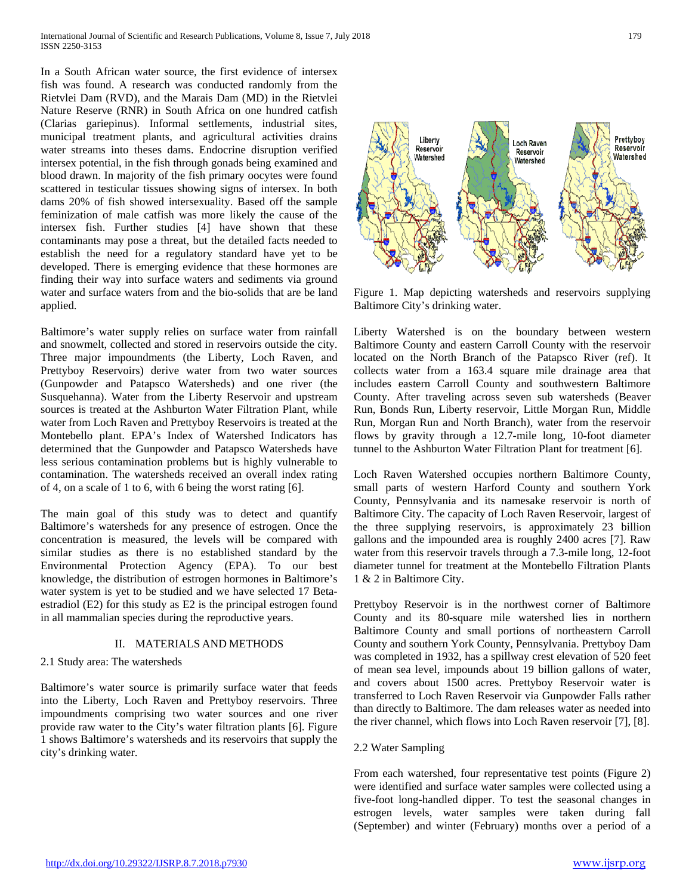In a South African water source, the first evidence of intersex fish was found. A research was conducted randomly from the Rietvlei Dam (RVD), and the Marais Dam (MD) in the Rietvlei Nature Reserve (RNR) in South Africa on one hundred catfish (Clarias gariepinus). Informal settlements, industrial sites, municipal treatment plants, and agricultural activities drains water streams into theses dams. Endocrine disruption verified intersex potential, in the fish through gonads being examined and blood drawn. In majority of the fish primary oocytes were found scattered in testicular tissues showing signs of intersex. In both dams 20% of fish showed intersexuality. Based off the sample feminization of male catfish was more likely the cause of the intersex fish. Further studies [4] have shown that these contaminants may pose a threat, but the detailed facts needed to establish the need for a regulatory standard have yet to be developed. There is emerging evidence that these hormones are finding their way into surface waters and sediments via ground water and surface waters from and the bio-solids that are be land applied.

Baltimore's water supply relies on surface water from rainfall and snowmelt, collected and stored in reservoirs outside the city. Three major impoundments (the Liberty, Loch Raven, and Prettyboy Reservoirs) derive water from two water sources (Gunpowder and Patapsco Watersheds) and one river (the Susquehanna). Water from the Liberty Reservoir and upstream sources is treated at the Ashburton Water Filtration Plant, while water from Loch Raven and Prettyboy Reservoirs is treated at the Montebello plant. EPA's Index of Watershed Indicators has determined that the Gunpowder and Patapsco Watersheds have less serious contamination problems but is highly vulnerable to contamination. The watersheds received an overall index rating of 4, on a scale of 1 to 6, with 6 being the worst rating [6].

The main goal of this study was to detect and quantify Baltimore's watersheds for any presence of estrogen. Once the concentration is measured, the levels will be compared with similar studies as there is no established standard by the Environmental Protection Agency (EPA). To our best knowledge, the distribution of estrogen hormones in Baltimore's water system is yet to be studied and we have selected 17 Beta-estradiol (E2) for this study as E2 is the principal estrogen found in all mammalian species during the reproductive years.

## II. MATERIALS AND METHODS

### 2.1 Study area: The watersheds

Baltimore's water source is primarily surface water that feeds into the Liberty, Loch Raven and Prettyboy reservoirs. Three impoundments comprising two water sources and one river provide raw water to the City's water filtration plants [6]. Figure 1 shows Baltimore's watersheds and its reservoirs that supply the city's drinking water.

Figure 1. Map depicting watersheds and reservoirs supplying Baltimore City's drinking water.

Liberty Watershed is on the boundary between western Baltimore County and eastern Carroll County with the reservoir located on the North Branch of the Patapsco River (ref). It collects water from a 163.4 square mile drainage area that includes eastern Carroll County and southwestern Baltimore County. After traveling across seven sub watersheds (Beaver Run, Bonds Run, Liberty reservoir, Little Morgan Run, Middle Run, Morgan Run and North Branch), water from the reservoir flows by gravity through a 12.7-mile long, 10-foot diameter tunnel to the Ashburton Water Filtration Plant for treatment [6].

Loch Raven Watershed occupies northern Baltimore County, small parts of western Harford County and southern York County, Pennsylvania and its namesake reservoir is north of Baltimore City. The capacity of Loch Raven Reservoir, largest of the three supplying reservoirs, is approximately 23 billion gallons and the impounded area is roughly 2400 acres [7]. Raw water from this reservoir travels through a 7.3-mile long, 12-foot diameter tunnel for treatment at the Montebello Filtration Plants 1 & 2 in Baltimore City.

Prettyboy Reservoir is in the northwest corner of Baltimore County and its 80-square mile watershed lies in northern Baltimore County and small portions of northeastern Carroll County and southern York County, Pennsylvania. Prettyboy Dam was completed in 1932, has a spillway crest elevation of 520 feet of mean sea level, impounds about 19 billion gallons of water, and covers about 1500 acres. Prettyboy Reservoir water is transferred to Loch Raven Reservoir via Gunpowder Falls rather than directly to Baltimore. The dam releases water as needed into the river channel, which flows into Loch Raven reservoir [7], [8].

### 2.2 Water Sampling

From each watershed, four representative test points (Figure 2) were identified and surface water samples were collected using a five-foot long-handled dipper. To test the seasonal changes in estrogen levels, water samples were taken during fall (September) and winter (February) months over a period of a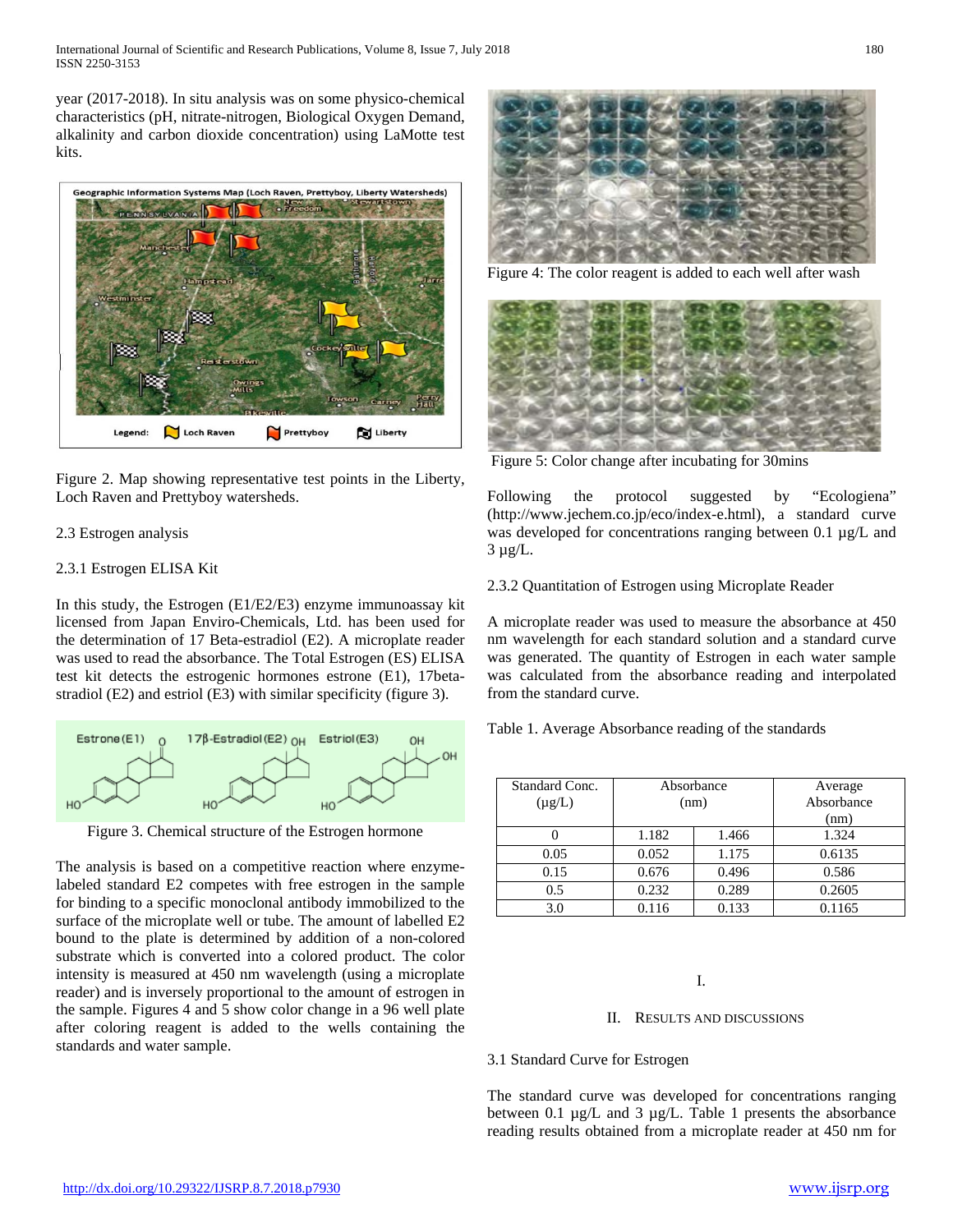year (2017-2018). In situ analysis was on some physico-chemical characteristics (pH, nitrate-nitrogen, Biological Oxygen Demand, alkalinity and carbon dioxide concentration) using LaMotte test kits.

Figure 2. Map showing representative test points in the Liberty, Loch Raven and Prettyboy watersheds.

2.3 Estrogen analysis

2.3.1 Estrogen ELISA Kit

In this study, the Estrogen (E1/E2/E3) enzyme immunoassay kit licensed from Japan Enviro-Chemicals, Ltd. has been used for the determination of 17 Beta-estradiol (E2). A microplate reader was used to read the absorbance. The Total Estrogen (ES) ELISA test kit detects the estrogenic hormones estrone (E1), 17beta-stradiol (E2) and estriol (E3) with similar specificity (figure 3).

Figure 3. Chemical structure of the Estrogen hormone

The analysis is based on a competitive reaction where enzyme-labeled standard E2 competes with free estrogen in the sample for binding to a specific monoclonal antibody immobilized to the surface of the microplate well or tube. The amount of labelled E2 bound to the plate is determined by addition of a non-colored substrate which is converted into a colored product. The color intensity is measured at 450 nm wavelength (using a microplate reader) and is inversely proportional to the amount of estrogen in the sample. Figures 4 and 5 show color change in a 96 well plate after coloring reagent is added to the wells containing the standards and water sample.

Figure 4: The color reagent is added to each well after wash

Figure 5: Color change after incubating for 30mins

Following the protocol suggested by "Ecologiena" (http://www.jechem.co.jp/eco/index-e.html), a standard curve was developed for concentrations ranging between 0.1 µg/L and 3 µg/L.

2.3.2 Quantitation of Estrogen using Microplate Reader

A microplate reader was used to measure the absorbance at 450 nm wavelength for each standard solution and a standard curve was generated. The quantity of Estrogen in each water sample was calculated from the absorbance reading and interpolated from the standard curve.

Table 1. Average Absorbance reading of the standards

| Standard Conc. (µg/L) | Absorbance (nm) | | Average Absorbance (nm) |
|---|---|---|---|
| 0 | 1.182 | 1.466 | 1.324 |
| 0.05 | 0.052 | 1.175 | 0.6135 |
| 0.15 | 0.676 | 0.496 | 0.586 |
| 0.5 | 0.232 | 0.289 | 0.2605 |
| 3.0 | 0.116 | 0.133 | 0.1165 |

I.

## II. Results and Discussions

3.1 Standard Curve for Estrogen

The standard curve was developed for concentrations ranging between 0.1 µg/L and 3 µg/L. Table 1 presents the absorbance reading results obtained from a microplate reader at 450 nm for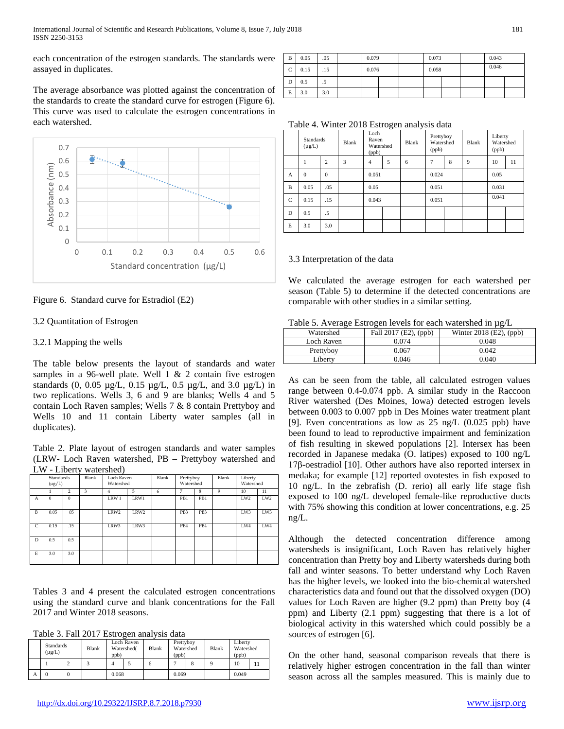each concentration of the estrogen standards. The standards were assayed in duplicates.

The average absorbance was plotted against the concentration of the standards to create the standard curve for estrogen (Figure 6). This curve was used to calculate the estrogen concentrations in each watershed.

Figure 6. Standard curve for Estradiol (E2)

3.2 Quantitation of Estrogen

3.2.1 Mapping the wells

The table below presents the layout of standards and water samples in a 96-well plate. Well 1 & 2 contain five estrogen standards (0, 0.05 µg/L, 0.15 µg/L, 0.5 µg/L, and 3.0 µg/L) in two replications. Wells 3, 6 and 9 are blanks; Wells 4 and 5 contain Loch Raven samples; Wells 7 & 8 contain Prettyboy and Wells 10 and 11 contain Liberty water samples (all in duplicates).

Table 2. Plate layout of estrogen standards and water samples (LRW- Loch Raven watershed, PB – Prettyboy watershed and LW - Liberty watershed)

| | Standards (µg/L) | | Blank | Loch Raven Watershed | | Blank | Prettyboy Watershed | | Blank | Liberty Watershed | |
|---|---|---|---|---|---|---|---|---|---|---|---|
| | 1 | 2 | 3 | 4 | 5 | 6 | 7 | 8 | 9 | 10 | 11 |
| A | 0 | 0 | | LRW 1 | LRW1 | | PB1 | PB1 | | LW2 | LW2 |
| B | 0.05 | 05 | | LRW2 | LRW2 | | PB3 | PB3 | | LW3 | LW3 |
| C | 0.15 | .15 | | LRW3 | LRW3 | | PB4 | PB4 | | LW4 | LW4 |
| D | 0.5 | 0.5 | | | | | | | | | |
| E | 3.0 | 3.0 | | | | | | | | | |

Tables 3 and 4 present the calculated estrogen concentrations using the standard curve and blank concentrations for the Fall 2017 and Winter 2018 seasons.

Table 3. Fall 2017 Estrogen analysis data

| | Standards (µg/L) | | Blank | Loch Raven Watershed( ppb) | | Blank | Prettyboy Watershed (ppb) | | Blank | Liberty Watershed (ppb) | |
|---|---|---|---|---|---|---|---|---|---|---|---|
| | 1 | 2 | 3 | 4 | 5 | 6 | 7 | 8 | 9 | 10 | 11 |
| A | 0 | 0 | | 0.068 | | | 0.069 | | | 0.049 | |
| B | 0.05 | .05 | | 0.079 | | | 0.073 | | | 0.043 | |
| C | 0.15 | .15 | | 0.076 | | | 0.058 | | | 0.046 | |
| D | 0.5 | .5 | | | | | | | | | |
| E | 3.0 | 3.0 | | | | | | | | | |

Table 4. Winter 2018 Estrogen analysis data

| | Standards (µg/L) | | Blank | Loch Raven Watershed (ppb) | | Blank | Prettyboy Watershed (ppb) | | Blank | Liberty Watershed (ppb) | |
|---|---|---|---|---|---|---|---|---|---|---|---|
| | 1 | 2 | 3 | 4 | 5 | 6 | 7 | 8 | 9 | 10 | 11 |
| A | 0 | 0 | | 0.051 | | | 0.024 | | | 0.05 | |
| B | 0.05 | .05 | | 0.05 | | | 0.051 | | | 0.031 | |
| C | 0.15 | .15 | | 0.043 | | | 0.051 | | | 0.041 | |
| D | 0.5 | .5 | | | | | | | | | |
| E | 3.0 | 3.0 | | | | | | | | | |

3.3 Interpretation of the data

We calculated the average estrogen for each watershed per season (Table 5) to determine if the detected concentrations are comparable with other studies in a similar setting.

Table 5. Average Estrogen levels for each watershed in µg/L

| Watershed | Fall 2017 (E2), (ppb) | Winter 2018 (E2), (ppb) |
|---|---|---|
| Loch Raven | 0.074 | 0.048 |
| Prettyboy | 0.067 | 0.042 |
| Liberty | 0.046 | 0.040 |

As can be seen from the table, all calculated estrogen values range between 0.4-0.074 ppb. A similar study in the Raccoon River watershed (Des Moines, Iowa) detected estrogen levels between 0.003 to 0.007 ppb in Des Moines water treatment plant [9]. Even concentrations as low as 25 ng/L (0.025 ppb) have been found to lead to reproductive impairment and feminization of fish resulting in skewed populations [2]. Intersex has been recorded in Japanese medaka (O. latipes) exposed to 100 ng/L 17β-oestradiol [10]. Other authors have also reported intersex in medaka; for example [12] reported ovotestes in fish exposed to 10 ng/L. In the zebrafish (D. rerio) all early life stage fish exposed to 100 ng/L developed female-like reproductive ducts with 75% showing this condition at lower concentrations, e.g. 25 ng/L.

Although the detected concentration difference among watersheds is insignificant, Loch Raven has relatively higher concentration than Pretty boy and Liberty watersheds during both fall and winter seasons. To better understand why Loch Raven has the higher levels, we looked into the bio-chemical watershed characteristics data and found out that the dissolved oxygen (DO) values for Loch Raven are higher (9.2 ppm) than Pretty boy (4 ppm) and Liberty (2.1 ppm) suggesting that there is a lot of biological activity in this watershed which could possibly be a sources of estrogen [6].

On the other hand, seasonal comparison reveals that there is relatively higher estrogen concentration in the fall than winter season across all the samples measured. This is mainly due to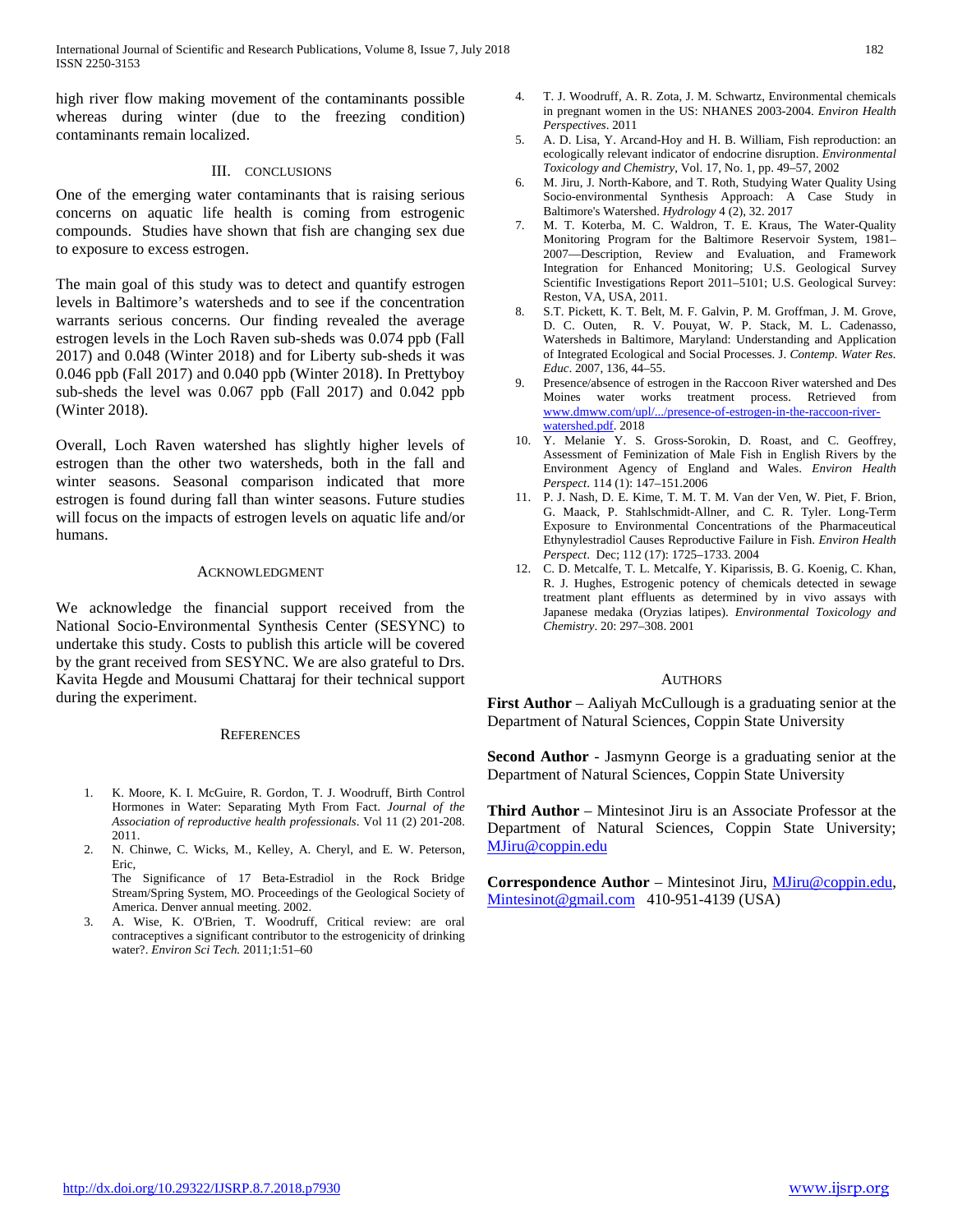high river flow making movement of the contaminants possible whereas during winter (due to the freezing condition) contaminants remain localized.

## III. CONCLUSIONS

One of the emerging water contaminants that is raising serious concerns on aquatic life health is coming from estrogenic compounds. Studies have shown that fish are changing sex due to exposure to excess estrogen.

The main goal of this study was to detect and quantify estrogen levels in Baltimore's watersheds and to see if the concentration warrants serious concerns. Our finding revealed the average estrogen levels in the Loch Raven sub-sheds was 0.074 ppb (Fall 2017) and 0.048 (Winter 2018) and for Liberty sub-sheds it was 0.046 ppb (Fall 2017) and 0.040 ppb (Winter 2018). In Prettyboy sub-sheds the level was 0.067 ppb (Fall 2017) and 0.042 ppb (Winter 2018).

Overall, Loch Raven watershed has slightly higher levels of estrogen than the other two watersheds, both in the fall and winter seasons. Seasonal comparison indicated that more estrogen is found during fall than winter seasons. Future studies will focus on the impacts of estrogen levels on aquatic life and/or humans.

## ACKNOWLEDGMENT

We acknowledge the financial support received from the National Socio-Environmental Synthesis Center (SESYNC) to undertake this study. Costs to publish this article will be covered by the grant received from SESYNC. We are also grateful to Drs. Kavita Hegde and Mousumi Chattaraj for their technical support during the experiment.

## REFERENCES

1. K. Moore, K. I. McGuire, R. Gordon, T. J. Woodruff, Birth Control Hormones in Water: Separating Myth From Fact. *Journal of the Association of reproductive health professionals*. Vol 11 (2) 201-208. 2011.
2. N. Chinwe, C. Wicks, M., Kelley, A. Cheryl, and E. W. Peterson, Eric,
   The Significance of 17 Beta-Estradiol in the Rock Bridge Stream/Spring System, MO. Proceedings of the Geological Society of America. Denver annual meeting. 2002.
3. A. Wise, K. O'Brien, T. Woodruff, Critical review: are oral contraceptives a significant contributor to the estrogenicity of drinking water?. *Environ Sci Tech.* 2011;1:51–60
4. T. J. Woodruff, A. R. Zota, J. M. Schwartz, Environmental chemicals in pregnant women in the US: NHANES 2003-2004. *Environ Health Perspectives*. 2011
5. A. D. Lisa, Y. Arcand-Hoy and H. B. William, Fish reproduction: an ecologically relevant indicator of endocrine disruption. *Environmental Toxicology and Chemistry*, Vol. 17, No. 1, pp. 49–57, 2002
6. M. Jiru, J. North-Kabore, and T. Roth, Studying Water Quality Using Socio-environmental Synthesis Approach: A Case Study in Baltimore's Watershed. *Hydrology* 4 (2), 32. 2017
7. M. T. Koterba, M. C. Waldron, T. E. Kraus, The Water-Quality Monitoring Program for the Baltimore Reservoir System, 1981–2007—Description, Review and Evaluation, and Framework Integration for Enhanced Monitoring; U.S. Geological Survey Scientific Investigations Report 2011–5101; U.S. Geological Survey: Reston, VA, USA, 2011.
8. S.T. Pickett, K. T. Belt, M. F. Galvin, P. M. Groffman, J. M. Grove, D. C. Outen, R. V. Pouyat, W. P. Stack, M. L. Cadenasso, Watersheds in Baltimore, Maryland: Understanding and Application of Integrated Ecological and Social Processes. J. *Contemp. Water Res. Educ*. 2007, 136, 44–55.
9. Presence/absence of estrogen in the Raccoon River watershed and Des Moines water works treatment process. Retrieved from www.dmww.com/upl/.../presence-of-estrogen-in-the-raccoon-river-watershed.pdf. 2018
10. Y. Melanie Y. S. Gross-Sorokin, D. Roast, and C. Geoffrey, Assessment of Feminization of Male Fish in English Rivers by the Environment Agency of England and Wales. *Environ Health Perspect*. 114 (1): 147–151.2006
11. P. J. Nash, D. E. Kime, T. M. T. M. Van der Ven, W. Piet, F. Brion, G. Maack, P. Stahlschmidt-Allner, and C. R. Tyler. Long-Term Exposure to Environmental Concentrations of the Pharmaceutical Ethynylestradiol Causes Reproductive Failure in Fish. *Environ Health Perspect*. Dec; 112 (17): 1725–1733. 2004
12. C. D. Metcalfe, T. L. Metcalfe, Y. Kiparissis, B. G. Koenig, C. Khan, R. J. Hughes, Estrogenic potency of chemicals detected in sewage treatment plant effluents as determined by in vivo assays with Japanese medaka (Oryzias latipes). *Environmental Toxicology and Chemistry*. 20: 297–308. 2001

## AUTHORS

**First Author** – Aaliyah McCullough is a graduating senior at the Department of Natural Sciences, Coppin State University

**Second Author** - Jasmynn George is a graduating senior at the Department of Natural Sciences, Coppin State University

**Third Author** – Mintesinot Jiru is an Associate Professor at the Department of Natural Sciences, Coppin State University; MJiru@coppin.edu

**Correspondence Author** – Mintesinot Jiru, MJiru@coppin.edu, Mintesinot@gmail.com 410-951-4139 (USA)